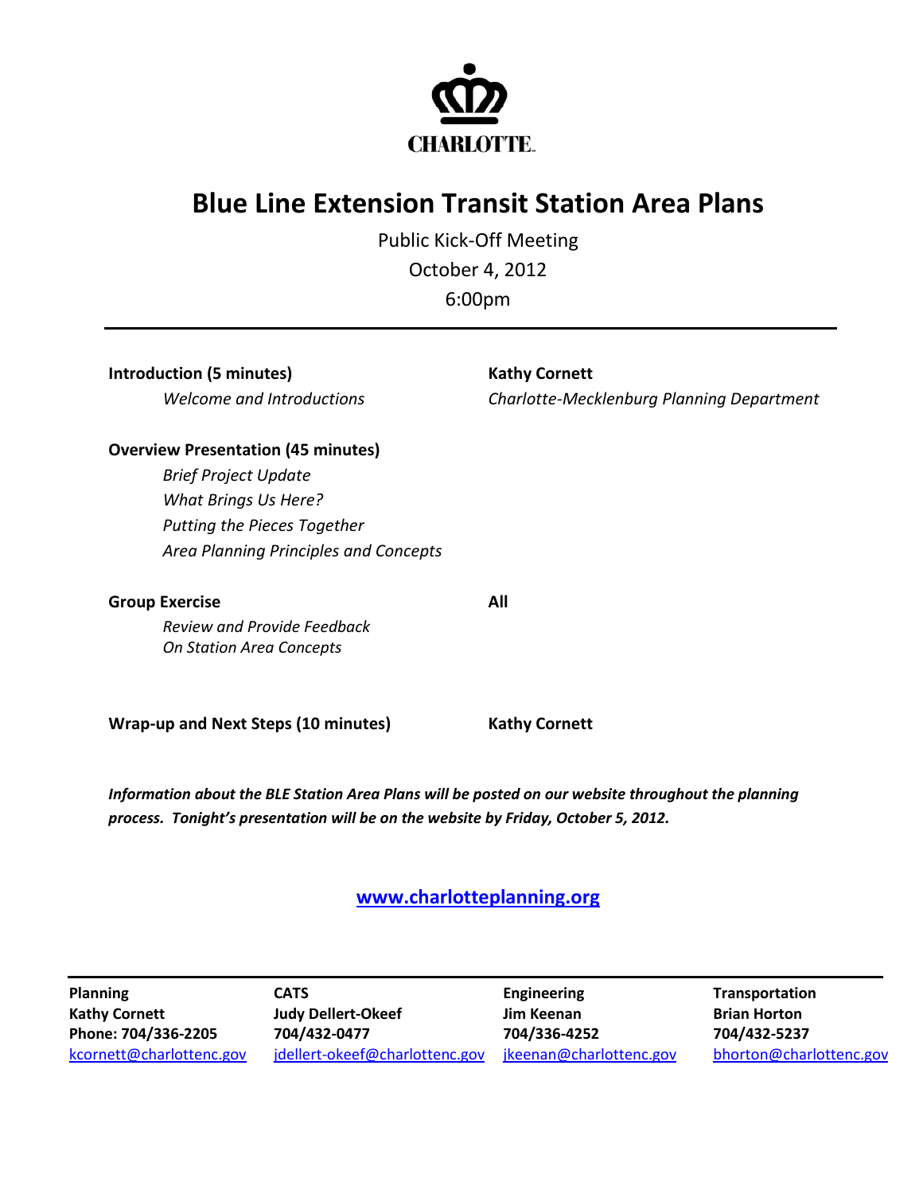CHARLOTTE

# Blue Line Extension Transit Station Area Plans

Public Kick-Off Meeting

October 4, 2012

6:00pm

---

**Introduction (5 minutes)** — **Kathy Cornett**

*Welcome and Introductions* — *Charlotte-Mecklenburg Planning Department*

**Overview Presentation (45 minutes)**

*Brief Project Update*
*What Brings Us Here?*
*Putting the Pieces Together*
*Area Planning Principles and Concepts*

**Group Exercise** — **All**

*Review and Provide Feedback*
*On Station Area Concepts*

**Wrap-up and Next Steps (10 minutes)** — **Kathy Cornett**

***Information about the BLE Station Area Plans will be posted on our website throughout the planning process. Tonight's presentation will be on the website by Friday, October 5, 2012.***

**[www.charlotteplanning.org](http://www.charlotteplanning.org)**

---

| **Planning** | **CATS** | **Engineering** | **Transportation** |
|---|---|---|---|
| **Kathy Cornett** | **Judy Dellert-Okeef** | **Jim Keenan** | **Brian Horton** |
| **Phone: 704/336-2205** | **704/432-0477** | **704/336-4252** | **704/432-5237** |
| kcornett@charlottenc.gov | jdellert-okeef@charlottenc.gov | jkeenan@charlottenc.gov | bhorton@charlottenc.gov |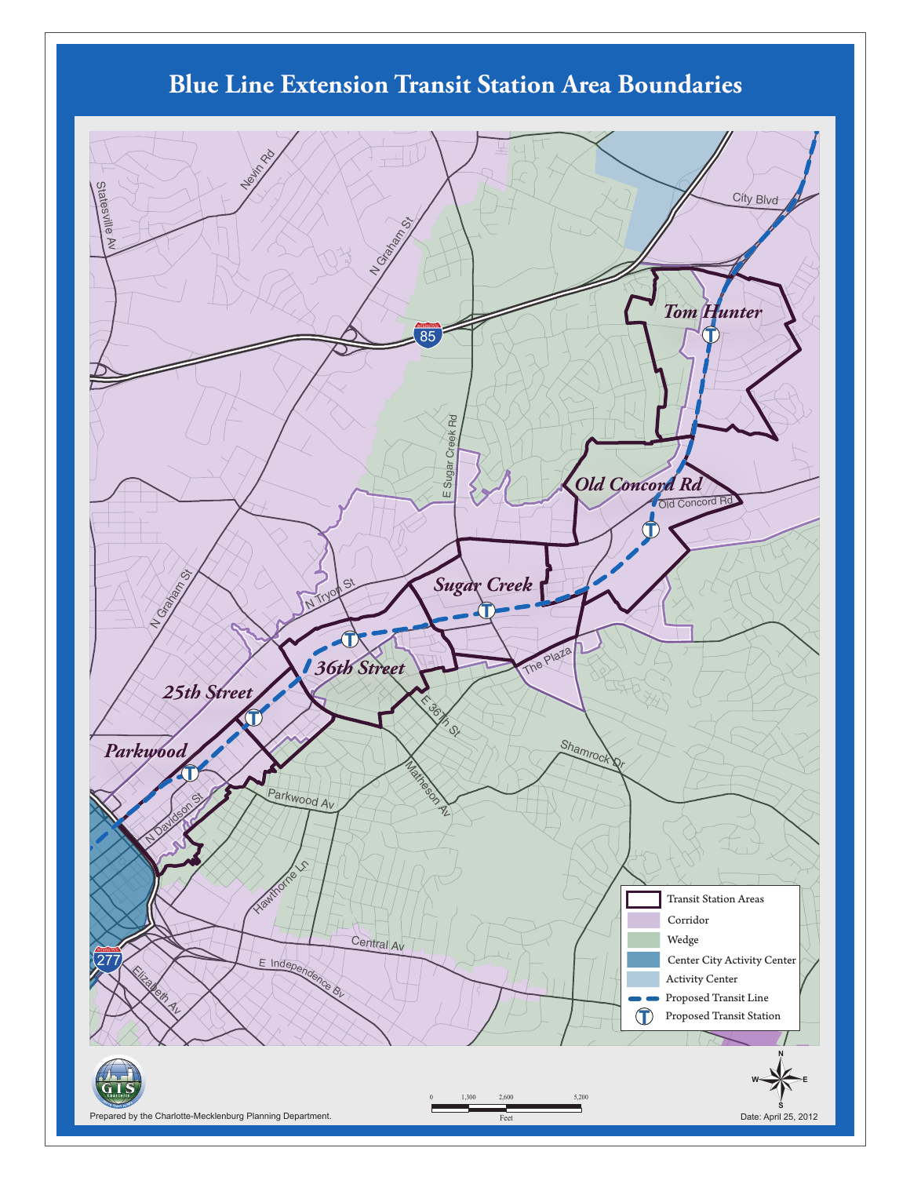# Blue Line Extension Transit Station Area Boundaries

Tom Hunter

Old Concord Rd

Sugar Creek

36th Street

25th Street

Parkwood

Statesville Av

Nevin Rd

N Graham St

85

City Blvd

E Sugar Creek Rd

Old Concord Rd

N Tryon St

N Graham St

The Plaza

E 36th St

Shamrock Dr

Matheson Av

Parkwood Av

N Davidson St

Hawthorne Ln

Central Av

E Independence Bv

277

Elizabeth Av

Transit Station Areas

Corridor

Wedge

Center City Activity Center

Activity Center

Proposed Transit Line

Proposed Transit Station

0 1,300 2,600 5,200

Feet

N

W E

S

Prepared by the Charlotte-Mecklenburg Planning Department.

Date: April 25, 2012